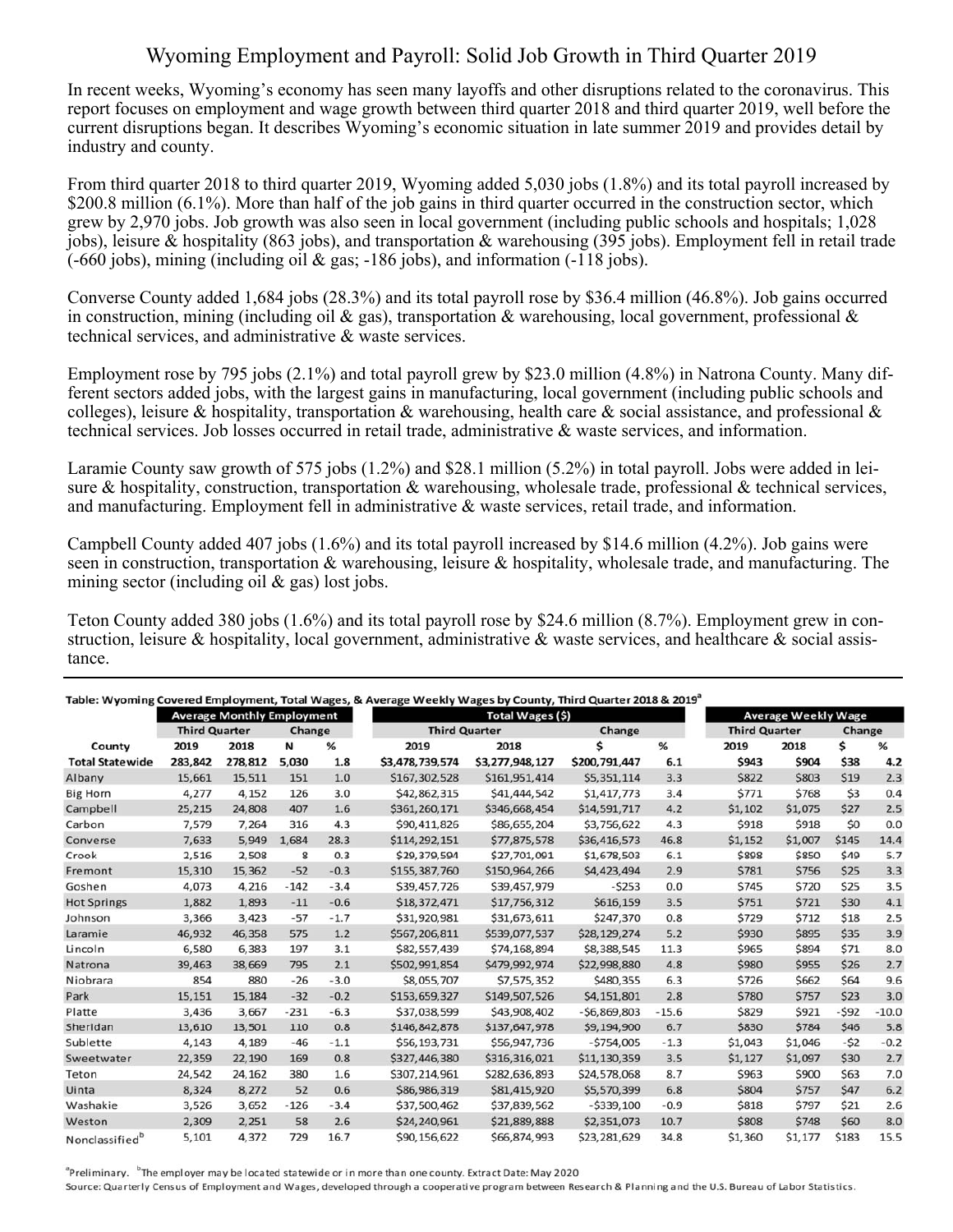# Wyoming Employment and Payroll: Solid Job Growth in Third Quarter 2019

In recent weeks, Wyoming's economy has seen many layoffs and other disruptions related to the coronavirus. This report focuses on employment and wage growth between third quarter 2018 and third quarter 2019, well before the current disruptions began. It describes Wyoming's economic situation in late summer 2019 and provides detail by industry and county.

From third quarter 2018 to third quarter 2019, Wyoming added 5,030 jobs (1.8%) and its total payroll increased by $200.8 million (6.1%). More than half of the job gains in third quarter occurred in the construction sector, which grew by 2,970 jobs. Job growth was also seen in local government (including public schools and hospitals; 1,028 jobs), leisure & hospitality (863 jobs), and transportation & warehousing (395 jobs). Employment fell in retail trade (-660 jobs), mining (including oil & gas; -186 jobs), and information (-118 jobs).

Converse County added 1,684 jobs (28.3%) and its total payroll rose by $36.4 million (46.8%). Job gains occurred in construction, mining (including oil & gas), transportation & warehousing, local government, professional & technical services, and administrative & waste services.

Employment rose by 795 jobs (2.1%) and total payroll grew by $23.0 million (4.8%) in Natrona County. Many different sectors added jobs, with the largest gains in manufacturing, local government (including public schools and colleges), leisure & hospitality, transportation & warehousing, health care & social assistance, and professional & technical services. Job losses occurred in retail trade, administrative & waste services, and information.

Laramie County saw growth of 575 jobs (1.2%) and $28.1 million (5.2%) in total payroll. Jobs were added in leisure & hospitality, construction, transportation & warehousing, wholesale trade, professional & technical services, and manufacturing. Employment fell in administrative & waste services, retail trade, and information.

Campbell County added 407 jobs (1.6%) and its total payroll increased by $14.6 million (4.2%). Job gains were seen in construction, transportation & warehousing, leisure & hospitality, wholesale trade, and manufacturing. The mining sector (including oil & gas) lost jobs.

Teton County added 380 jobs (1.6%) and its total payroll rose by $24.6 million (8.7%). Employment grew in construction, leisure & hospitality, local government, administrative & waste services, and healthcare & social assistance.

**Table: Wyoming Covered Employment, Total Wages, & Average Weekly Wages by County, Third Quarter 2018 & 2019[a]**

| | Average Monthly Employment | | | | Total Wages ($) | | | | Average Weekly Wage | | | |
|---|---|---|---|---|---|---|---|---|---|---|---|---|
| | Third Quarter | | Change | | Third Quarter | | Change | | Third Quarter | | Change | |
| County | 2019 | 2018 | N | % | 2019 | 2018 | $ | % | 2019 | 2018 | $ | % |
| **Total Statewide** | **283,842** | **278,812** | **5,030** | **1.8** | **$3,478,739,574** | **$3,277,948,127** | **$200,791,447** | **6.1** | **$943** | **$904** | **$38** | **4.2** |
| Albany | 15,661 | 15,511 | 151 | 1.0 | $167,302,528 | $161,951,414 | $5,351,114 | 3.3 | $822 | $803 | $19 | 2.3 |
| Big Horn | 4,277 | 4,152 | 126 | 3.0 | $42,862,315 | $41,444,542 | $1,417,773 | 3.4 | $771 | $768 | $3 | 0.4 |
| Campbell | 25,215 | 24,808 | 407 | 1.6 | $361,260,171 | $346,668,454 | $14,591,717 | 4.2 | $1,102 | $1,075 | $27 | 2.5 |
| Carbon | 7,579 | 7,264 | 316 | 4.3 | $90,411,826 | $86,655,204 | $3,756,622 | 4.3 | $918 | $918 | $0 | 0.0 |
| Converse | 7,633 | 5,949 | 1,684 | 28.3 | $114,292,151 | $77,875,578 | $36,416,573 | 46.8 | $1,152 | $1,007 | $145 | 14.4 |
| Crook | 2,516 | 2,508 | 8 | 0.3 | $29,379,594 | $27,701,091 | $1,678,503 | 6.1 | $898 | $850 | $49 | 5.7 |
| Fremont | 15,310 | 15,362 | -52 | -0.3 | $155,387,760 | $150,964,266 | $4,423,494 | 2.9 | $781 | $756 | $25 | 3.3 |
| Goshen | 4,073 | 4,216 | -142 | -3.4 | $39,457,726 | $39,457,979 | -$253 | 0.0 | $745 | $720 | $25 | 3.5 |
| Hot Springs | 1,882 | 1,893 | -11 | -0.6 | $18,372,471 | $17,756,312 | $616,159 | 3.5 | $751 | $721 | $30 | 4.1 |
| Johnson | 3,366 | 3,423 | -57 | -1.7 | $31,920,981 | $31,673,611 | $247,370 | 0.8 | $729 | $712 | $18 | 2.5 |
| Laramie | 46,932 | 46,358 | 575 | 1.2 | $567,206,811 | $539,077,537 | $28,129,274 | 5.2 | $930 | $895 | $35 | 3.9 |
| Lincoln | 6,580 | 6,383 | 197 | 3.1 | $82,557,439 | $74,168,894 | $8,388,545 | 11.3 | $965 | $894 | $71 | 8.0 |
| Natrona | 39,463 | 38,669 | 795 | 2.1 | $502,991,854 | $479,992,974 | $22,998,880 | 4.8 | $980 | $955 | $26 | 2.7 |
| Niobrara | 854 | 880 | -26 | -3.0 | $8,055,707 | $7,575,352 | $480,355 | 6.3 | $726 | $662 | $64 | 9.6 |
| Park | 15,151 | 15,184 | -32 | -0.2 | $153,659,327 | $149,507,526 | $4,151,801 | 2.8 | $780 | $757 | $23 | 3.0 |
| Platte | 3,436 | 3,667 | -231 | -6.3 | $37,038,599 | $43,908,402 | -$6,869,803 | -15.6 | $829 | $921 | -$92 | -10.0 |
| Sheridan | 13,610 | 13,501 | 110 | 0.8 | $146,842,878 | $137,647,978 | $9,194,900 | 6.7 | $830 | $784 | $46 | 5.8 |
| Sublette | 4,143 | 4,189 | -46 | -1.1 | $56,193,731 | $56,947,736 | -$754,005 | -1.3 | $1,043 | $1,046 | -$2 | -0.2 |
| Sweetwater | 22,359 | 22,190 | 169 | 0.8 | $327,446,380 | $316,316,021 | $11,130,359 | 3.5 | $1,127 | $1,097 | $30 | 2.7 |
| Teton | 24,542 | 24,162 | 380 | 1.6 | $307,214,961 | $282,636,893 | $24,578,068 | 8.7 | $963 | $900 | $63 | 7.0 |
| Uinta | 8,324 | 8,272 | 52 | 0.6 | $86,986,319 | $81,415,920 | $5,570,399 | 6.8 | $804 | $757 | $47 | 6.2 |
| Washakie | 3,526 | 3,652 | -126 | -3.4 | $37,500,462 | $37,839,562 | -$339,100 | -0.9 | $818 | $797 | $21 | 2.6 |
| Weston | 2,309 | 2,251 | 58 | 2.6 | $24,240,961 | $21,889,888 | $2,351,073 | 10.7 | $808 | $748 | $60 | 8.0 |
| Nonclassified[b] | 5,101 | 4,372 | 729 | 16.7 | $90,156,622 | $66,874,993 | $23,281,629 | 34.8 | $1,360 | $1,177 | $183 | 15.5 |

[a]Preliminary. [b]The employer may be located statewide or in more than one county. Extract Date: May 2020

Source: Quarterly Census of Employment and Wages, developed through a cooperative program between Research & Planning and the U.S. Bureau of Labor Statistics.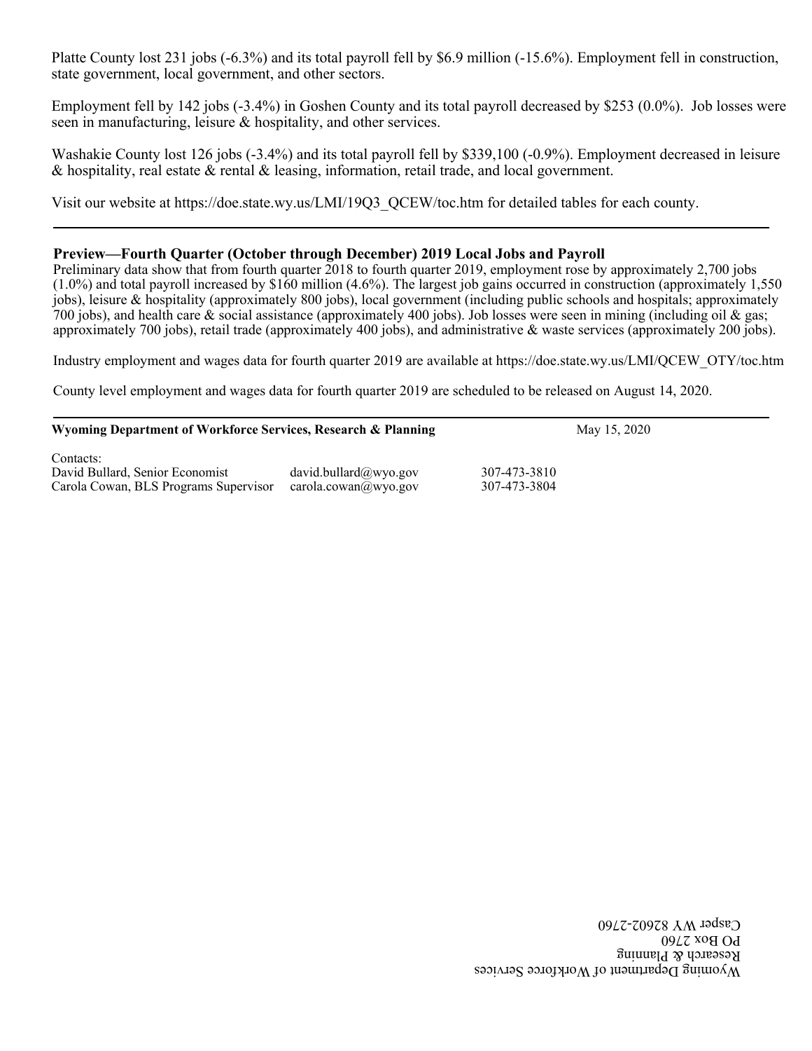Platte County lost 231 jobs (-6.3%) and its total payroll fell by $6.9 million (-15.6%). Employment fell in construction, state government, local government, and other sectors.

Employment fell by 142 jobs (-3.4%) in Goshen County and its total payroll decreased by $253 (0.0%). Job losses were seen in manufacturing, leisure & hospitality, and other services.

Washakie County lost 126 jobs (-3.4%) and its total payroll fell by $339,100 (-0.9%). Employment decreased in leisure & hospitality, real estate & rental & leasing, information, retail trade, and local government.

Visit our website at https://doe.state.wy.us/LMI/19Q3_QCEW/toc.htm for detailed tables for each county.

---

## Preview—Fourth Quarter (October through December) 2019 Local Jobs and Payroll

Preliminary data show that from fourth quarter 2018 to fourth quarter 2019, employment rose by approximately 2,700 jobs (1.0%) and total payroll increased by $160 million (4.6%). The largest job gains occurred in construction (approximately 1,550 jobs), leisure & hospitality (approximately 800 jobs), local government (including public schools and hospitals; approximately 700 jobs), and health care & social assistance (approximately 400 jobs). Job losses were seen in mining (including oil & gas; approximately 700 jobs), retail trade (approximately 400 jobs), and administrative & waste services (approximately 200 jobs).

Industry employment and wages data for fourth quarter 2019 are available at https://doe.state.wy.us/LMI/QCEW_OTY/toc.htm

County level employment and wages data for fourth quarter 2019 are scheduled to be released on August 14, 2020.

---

**Wyoming Department of Workforce Services, Research & Planning** May 15, 2020

Contacts:

| | | |
|---|---|---|
| David Bullard, Senior Economist | david.bullard@wyo.gov | 307-473-3810 |
| Carola Cowan, BLS Programs Supervisor | carola.cowan@wyo.gov | 307-473-3804 |

Wyoming Department of Workforce Services
Research & Planning
PO Box 2760
Casper WY 82602-2760